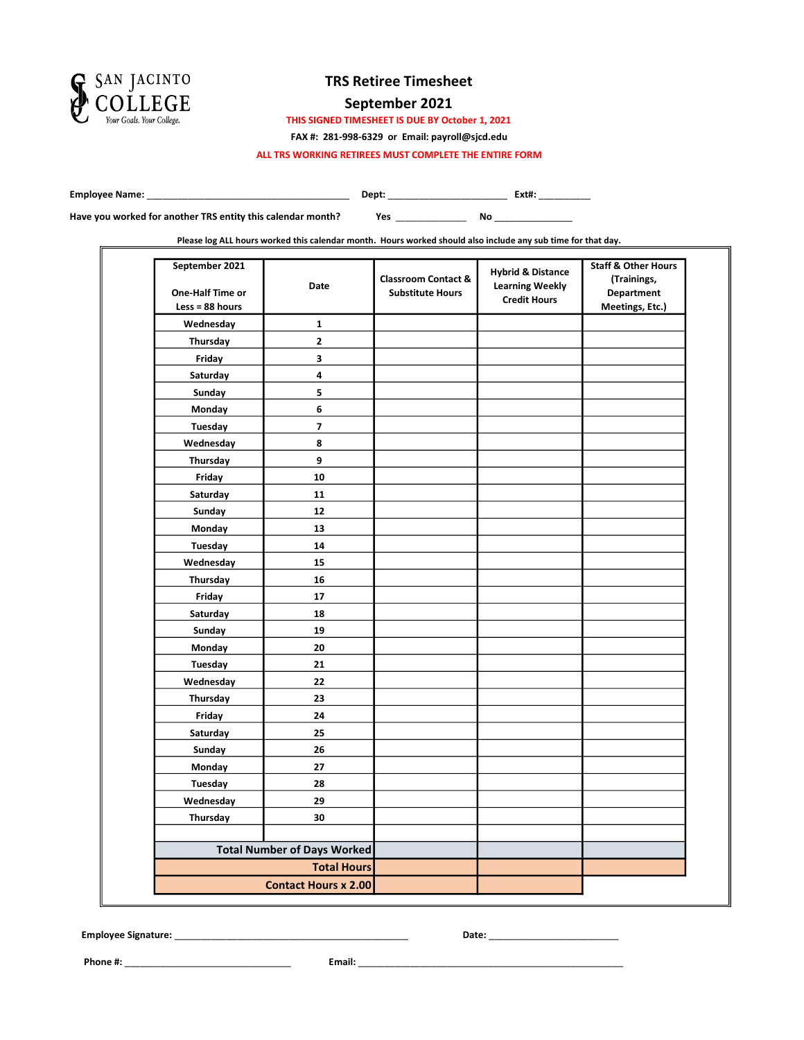San Jacinto College
Your Goals. Your College.

# TRS Retiree Timesheet

## September 2021

**THIS SIGNED TIMESHEET IS DUE BY October 1, 2021**

**FAX #: 281-998-6329 or Email: payroll@sjcd.edu**

**ALL TRS WORKING RETIREES MUST COMPLETE THE ENTIRE FORM**

**Employee Name:** ______________________________________ **Dept:** ______________________ **Ext#:** __________

**Have you worked for another TRS entity this calendar month?** **Yes** _____________ **No** _______________

**Please log ALL hours worked this calendar month. Hours worked should also include any sub time for that day.**

| September 2021<br><br>One-Half Time or Less = 88 hours | Date | Classroom Contact & Substitute Hours | Hybrid & Distance Learning Weekly Credit Hours | Staff & Other Hours (Trainings, Department Meetings, Etc.) |
|---|---|---|---|---|
| Wednesday | 1 | | | |
| Thursday | 2 | | | |
| Friday | 3 | | | |
| Saturday | 4 | | | |
| Sunday | 5 | | | |
| Monday | 6 | | | |
| Tuesday | 7 | | | |
| Wednesday | 8 | | | |
| Thursday | 9 | | | |
| Friday | 10 | | | |
| Saturday | 11 | | | |
| Sunday | 12 | | | |
| Monday | 13 | | | |
| Tuesday | 14 | | | |
| Wednesday | 15 | | | |
| Thursday | 16 | | | |
| Friday | 17 | | | |
| Saturday | 18 | | | |
| Sunday | 19 | | | |
| Monday | 20 | | | |
| Tuesday | 21 | | | |
| Wednesday | 22 | | | |
| Thursday | 23 | | | |
| Friday | 24 | | | |
| Saturday | 25 | | | |
| Sunday | 26 | | | |
| Monday | 27 | | | |
| Tuesday | 28 | | | |
| Wednesday | 29 | | | |
| Thursday | 30 | | | |
| | | | | |
| **Total Number of Days Worked** | | | | |
| **Total Hours** | | | | |
| **Contact Hours x 2.00** | | | | |

**Employee Signature:** ____________________________________________ **Date:** ________________________

**Phone #:** _______________________________ **Email:** ___________________________________________________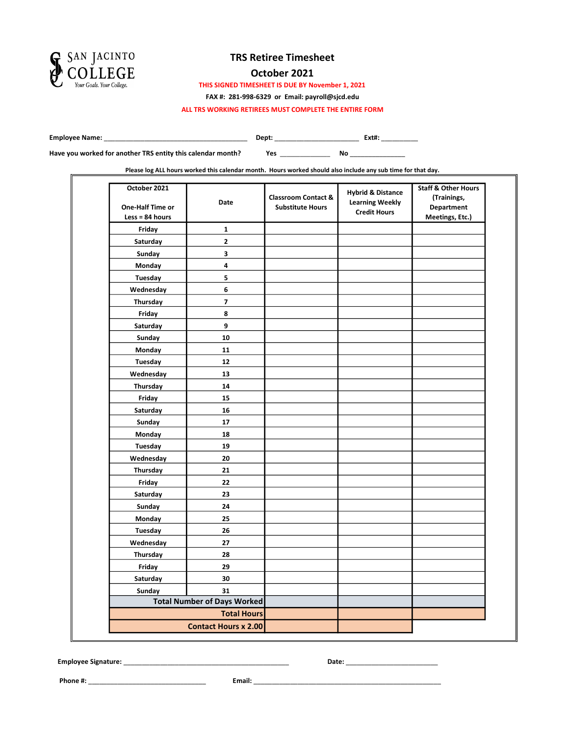SAN JACINTO COLLEGE
Your Goals. Your College.

# TRS Retiree Timesheet

## October 2021

**THIS SIGNED TIMESHEET IS DUE BY November 1, 2021**

**FAX #: 281-998-6329 or Email: payroll@sjcd.edu**

**ALL TRS WORKING RETIREES MUST COMPLETE THE ENTIRE FORM**

**Employee Name:** ______________________________________ **Dept:** ______________________ **Ext#:** __________

**Have you worked for another TRS entity this calendar month?** **Yes** _____________ **No** _______________

**Please log ALL hours worked this calendar month. Hours worked should also include any sub time for that day.**

| October 2021<br><br>One-Half Time or Less = 84 hours | Date | Classroom Contact & Substitute Hours | Hybrid & Distance Learning Weekly Credit Hours | Staff & Other Hours (Trainings, Department Meetings, Etc.) |
|---|---|---|---|---|
| Friday | 1 | | | |
| Saturday | 2 | | | |
| Sunday | 3 | | | |
| Monday | 4 | | | |
| Tuesday | 5 | | | |
| Wednesday | 6 | | | |
| Thursday | 7 | | | |
| Friday | 8 | | | |
| Saturday | 9 | | | |
| Sunday | 10 | | | |
| Monday | 11 | | | |
| Tuesday | 12 | | | |
| Wednesday | 13 | | | |
| Thursday | 14 | | | |
| Friday | 15 | | | |
| Saturday | 16 | | | |
| Sunday | 17 | | | |
| Monday | 18 | | | |
| Tuesday | 19 | | | |
| Wednesday | 20 | | | |
| Thursday | 21 | | | |
| Friday | 22 | | | |
| Saturday | 23 | | | |
| Sunday | 24 | | | |
| Monday | 25 | | | |
| Tuesday | 26 | | | |
| Wednesday | 27 | | | |
| Thursday | 28 | | | |
| Friday | 29 | | | |
| Saturday | 30 | | | |
| Sunday | 31 | | | |
| | Total Number of Days Worked | | | |
| | Total Hours | | | |
| | Contact Hours x 2.00 | | | |

**Employee Signature:** ____________________________________________ **Date:** ________________________

**Phone #:** ________________________________ **Email:** ___________________________________________________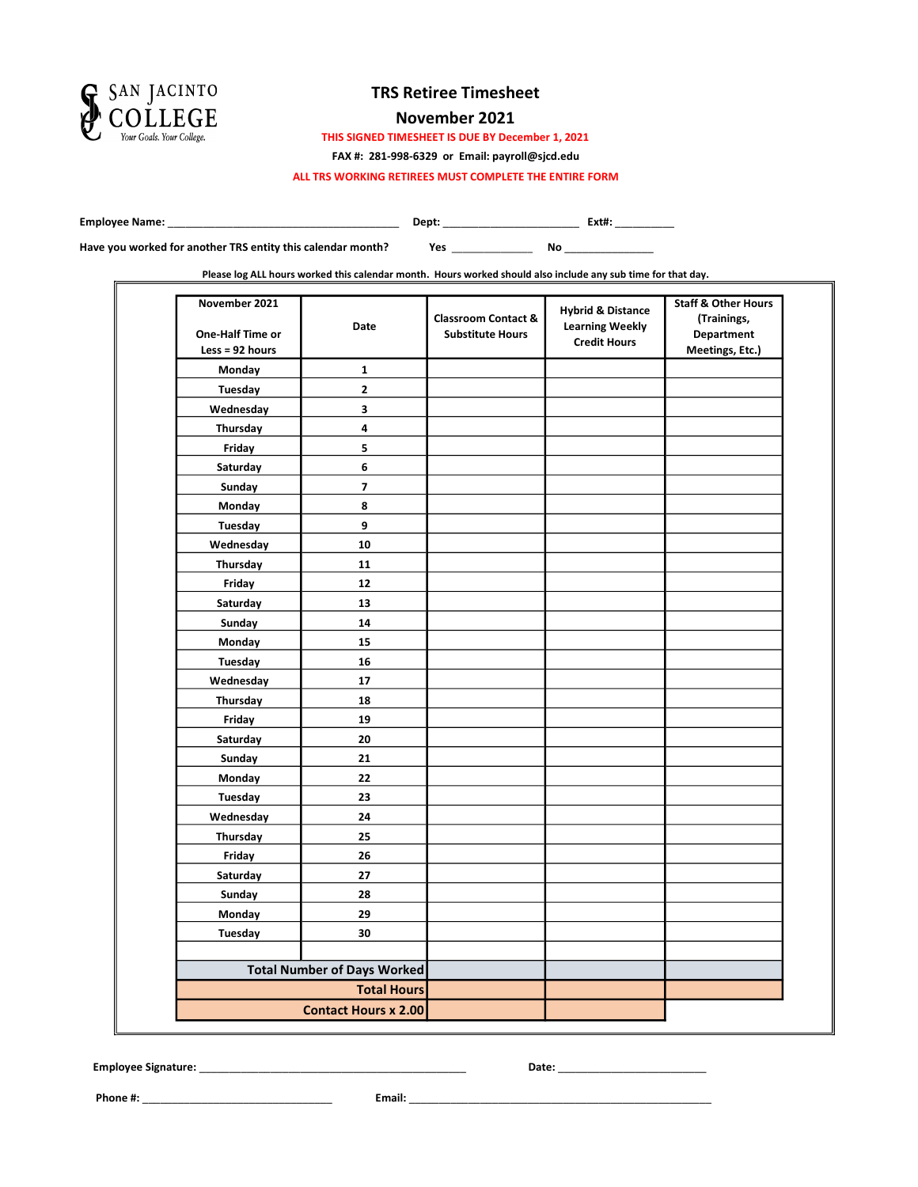SAN JACINTO COLLEGE
Your Goals. Your College.

# TRS Retiree Timesheet

## November 2021

**THIS SIGNED TIMESHEET IS DUE BY December 1, 2021**

**FAX #: 281-998-6329 or Email: payroll@sjcd.edu**

**ALL TRS WORKING RETIREES MUST COMPLETE THE ENTIRE FORM**

**Employee Name:** ________________________________________ **Dept:** ________________________ **Ext#:** __________

**Have you worked for another TRS entity this calendar month?** **Yes** ______________ **No** _______________

**Please log ALL hours worked this calendar month. Hours worked should also include any sub time for that day.**

| November 2021<br><br>One-Half Time or Less = 92 hours | Date | Classroom Contact & Substitute Hours | Hybrid & Distance Learning Weekly Credit Hours | Staff & Other Hours (Trainings, Department Meetings, Etc.) |
|---|---|---|---|---|
| Monday | 1 | | | |
| Tuesday | 2 | | | |
| Wednesday | 3 | | | |
| Thursday | 4 | | | |
| Friday | 5 | | | |
| Saturday | 6 | | | |
| Sunday | 7 | | | |
| Monday | 8 | | | |
| Tuesday | 9 | | | |
| Wednesday | 10 | | | |
| Thursday | 11 | | | |
| Friday | 12 | | | |
| Saturday | 13 | | | |
| Sunday | 14 | | | |
| Monday | 15 | | | |
| Tuesday | 16 | | | |
| Wednesday | 17 | | | |
| Thursday | 18 | | | |
| Friday | 19 | | | |
| Saturday | 20 | | | |
| Sunday | 21 | | | |
| Monday | 22 | | | |
| Tuesday | 23 | | | |
| Wednesday | 24 | | | |
| Thursday | 25 | | | |
| Friday | 26 | | | |
| Saturday | 27 | | | |
| Sunday | 28 | | | |
| Monday | 29 | | | |
| Tuesday | 30 | | | |
| | | | | |
| **Total Number of Days Worked** | | | | |
| **Total Hours** | | | | |
| **Contact Hours x 2.00** | | | | |

**Employee Signature:** ______________________________________________ **Date:** _________________________

**Phone #:** _________________________________ **Email:** _____________________________________________________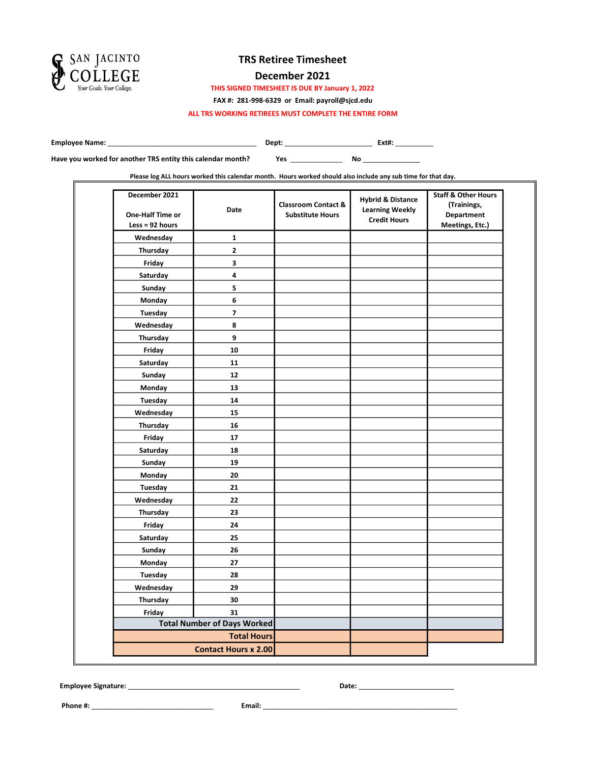SAN JACINTO COLLEGE
*Your Goals. Your College.*

# TRS Retiree Timesheet

## December 2021

**THIS SIGNED TIMESHEET IS DUE BY January 1, 2022**

**FAX #: 281-998-6329 or Email: payroll@sjcd.edu**

**ALL TRS WORKING RETIREES MUST COMPLETE THE ENTIRE FORM**

**Employee Name:** ______________________________________ **Dept:** ______________________ **Ext#:** __________

**Have you worked for another TRS entity this calendar month?** **Yes** ______________ **No** _______________

**Please log ALL hours worked this calendar month. Hours worked should also include any sub time for that day.**

| December 2021<br><br>One-Half Time or Less = 92 hours | Date | Classroom Contact & Substitute Hours | Hybrid & Distance Learning Weekly Credit Hours | Staff & Other Hours (Trainings, Department Meetings, Etc.) |
|---|---|---|---|---|
| Wednesday | 1 | | | |
| Thursday | 2 | | | |
| Friday | 3 | | | |
| Saturday | 4 | | | |
| Sunday | 5 | | | |
| Monday | 6 | | | |
| Tuesday | 7 | | | |
| Wednesday | 8 | | | |
| Thursday | 9 | | | |
| Friday | 10 | | | |
| Saturday | 11 | | | |
| Sunday | 12 | | | |
| Monday | 13 | | | |
| Tuesday | 14 | | | |
| Wednesday | 15 | | | |
| Thursday | 16 | | | |
| Friday | 17 | | | |
| Saturday | 18 | | | |
| Sunday | 19 | | | |
| Monday | 20 | | | |
| Tuesday | 21 | | | |
| Wednesday | 22 | | | |
| Thursday | 23 | | | |
| Friday | 24 | | | |
| Saturday | 25 | | | |
| Sunday | 26 | | | |
| Monday | 27 | | | |
| Tuesday | 28 | | | |
| Wednesday | 29 | | | |
| Thursday | 30 | | | |
| Friday | 31 | | | |
| **Total Number of Days Worked** | | | | |
| **Total Hours** | | | | |
| **Contact Hours x 2.00** | | | | |

**Employee Signature:** ____________________________________________ **Date:** ________________________

**Phone #:** ________________________________ **Email:** ___________________________________________________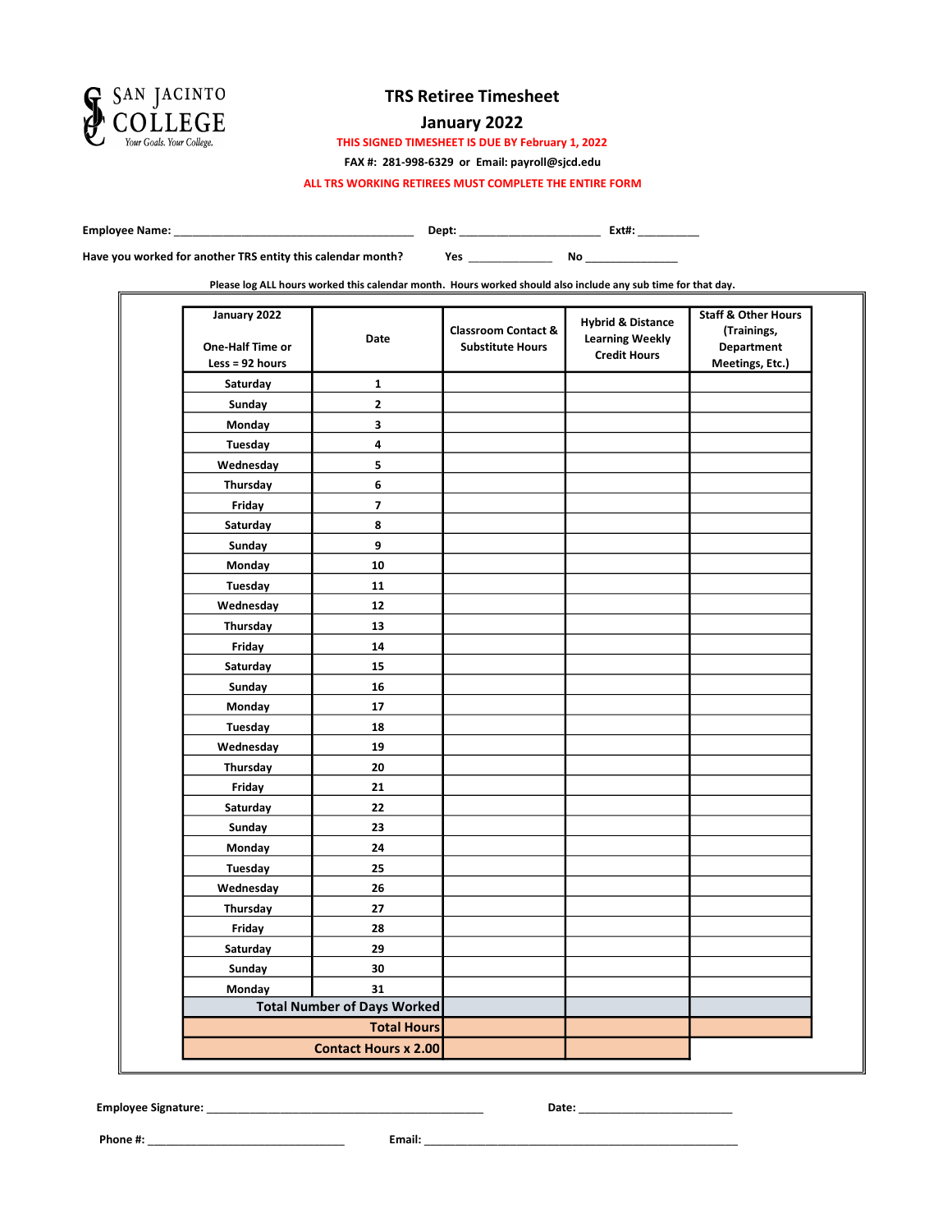San Jacinto College
Your Goals. Your College.

# TRS Retiree Timesheet

## January 2022

**THIS SIGNED TIMESHEET IS DUE BY February 1, 2022**

**FAX #: 281-998-6329 or Email: payroll@sjcd.edu**

**ALL TRS WORKING RETIREES MUST COMPLETE THE ENTIRE FORM**

**Employee Name:** _______________________ **Dept:** _______________ **Ext#:** _________

**Have you worked for another TRS entity this calendar month?** **Yes** ___________ **No** ___________

**Please log ALL hours worked this calendar month. Hours worked should also include any sub time for that day.**

| January 2022<br><br>One-Half Time or Less = 92 hours | Date | Classroom Contact & Substitute Hours | Hybrid & Distance Learning Weekly Credit Hours | Staff & Other Hours (Trainings, Department Meetings, Etc.) |
|---|---|---|---|---|
| Saturday | 1 | | | |
| Sunday | 2 | | | |
| Monday | 3 | | | |
| Tuesday | 4 | | | |
| Wednesday | 5 | | | |
| Thursday | 6 | | | |
| Friday | 7 | | | |
| Saturday | 8 | | | |
| Sunday | 9 | | | |
| Monday | 10 | | | |
| Tuesday | 11 | | | |
| Wednesday | 12 | | | |
| Thursday | 13 | | | |
| Friday | 14 | | | |
| Saturday | 15 | | | |
| Sunday | 16 | | | |
| Monday | 17 | | | |
| Tuesday | 18 | | | |
| Wednesday | 19 | | | |
| Thursday | 20 | | | |
| Friday | 21 | | | |
| Saturday | 22 | | | |
| Sunday | 23 | | | |
| Monday | 24 | | | |
| Tuesday | 25 | | | |
| Wednesday | 26 | | | |
| Thursday | 27 | | | |
| Friday | 28 | | | |
| Saturday | 29 | | | |
| Sunday | 30 | | | |
| Monday | 31 | | | |
| **Total Number of Days Worked** | | | | |
| **Total Hours** | | | | |
| **Contact Hours x 2.00** | | | | |

**Employee Signature:** ______________________________ **Date:** ________________

**Phone #:** ______________________ **Email:** ____________________________________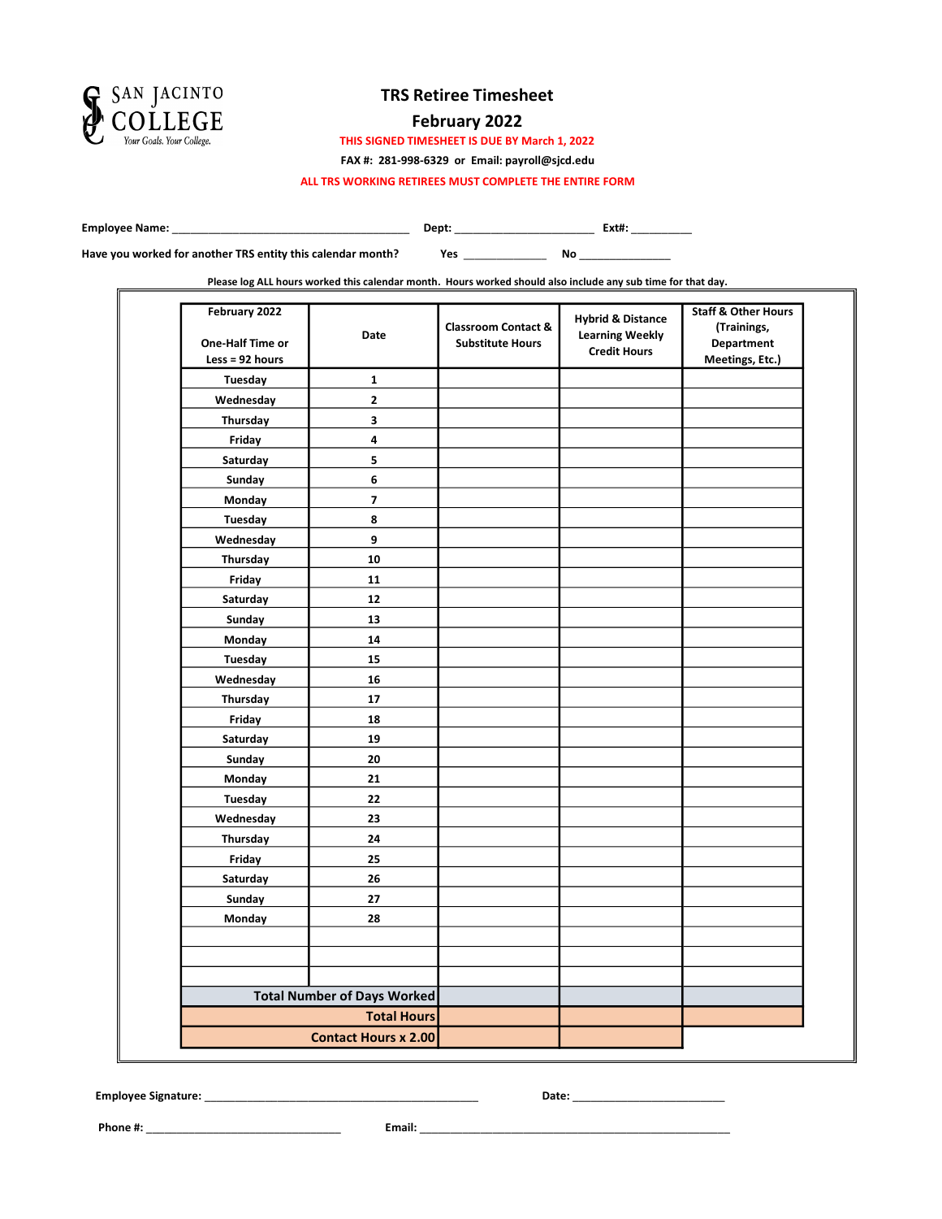SAN JACINTO COLLEGE
Your Goals. Your College.

# TRS Retiree Timesheet

## February 2022

**THIS SIGNED TIMESHEET IS DUE BY March 1, 2022**

**FAX #: 281-998-6329 or Email: payroll@sjcd.edu**

**ALL TRS WORKING RETIREES MUST COMPLETE THE ENTIRE FORM**

**Employee Name:** ______________________________________ **Dept:** ______________________ **Ext#:** __________

**Have you worked for another TRS entity this calendar month?** **Yes** _____________ **No** _______________

**Please log ALL hours worked this calendar month. Hours worked should also include any sub time for that day.**

| February 2022<br><br>One-Half Time or Less = 92 hours | Date | Classroom Contact & Substitute Hours | Hybrid & Distance Learning Weekly Credit Hours | Staff & Other Hours (Trainings, Department Meetings, Etc.) |
|---|---|---|---|---|
| Tuesday | 1 | | | |
| Wednesday | 2 | | | |
| Thursday | 3 | | | |
| Friday | 4 | | | |
| Saturday | 5 | | | |
| Sunday | 6 | | | |
| Monday | 7 | | | |
| Tuesday | 8 | | | |
| Wednesday | 9 | | | |
| Thursday | 10 | | | |
| Friday | 11 | | | |
| Saturday | 12 | | | |
| Sunday | 13 | | | |
| Monday | 14 | | | |
| Tuesday | 15 | | | |
| Wednesday | 16 | | | |
| Thursday | 17 | | | |
| Friday | 18 | | | |
| Saturday | 19 | | | |
| Sunday | 20 | | | |
| Monday | 21 | | | |
| Tuesday | 22 | | | |
| Wednesday | 23 | | | |
| Thursday | 24 | | | |
| Friday | 25 | | | |
| Saturday | 26 | | | |
| Sunday | 27 | | | |
| Monday | 28 | | | |
| | | | | |
| | | | | |
| | | | | |
| | **Total Number of Days Worked** | | | |
| | **Total Hours** | | | |
| | **Contact Hours x 2.00** | | | |

**Employee Signature:** ____________________________________________ **Date:** ________________________

**Phone #:** ________________________________ **Email:** ___________________________________________________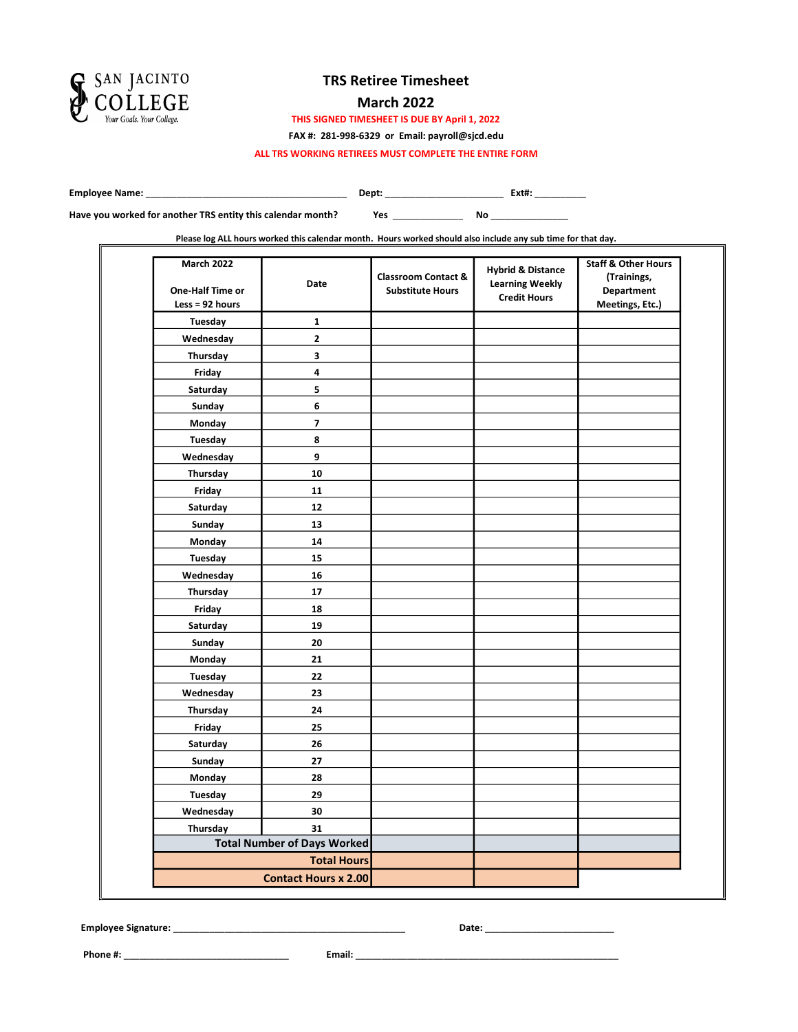SAN JACINTO COLLEGE
Your Goals. Your College.

# TRS Retiree Timesheet

## March 2022

**THIS SIGNED TIMESHEET IS DUE BY April 1, 2022**

**FAX #: 281-998-6329 or Email: payroll@sjcd.edu**

**ALL TRS WORKING RETIREES MUST COMPLETE THE ENTIRE FORM**

**Employee Name:** ______________________________________ **Dept:** ______________________ **Ext#:** __________

**Have you worked for another TRS entity this calendar month?** **Yes** _____________ **No** ______________

**Please log ALL hours worked this calendar month. Hours worked should also include any sub time for that day.**

| March 2022<br><br>One-Half Time or Less = 92 hours | Date | Classroom Contact & Substitute Hours | Hybrid & Distance Learning Weekly Credit Hours | Staff & Other Hours (Trainings, Department Meetings, Etc.) |
|---|---|---|---|---|
| Tuesday | 1 | | | |
| Wednesday | 2 | | | |
| Thursday | 3 | | | |
| Friday | 4 | | | |
| Saturday | 5 | | | |
| Sunday | 6 | | | |
| Monday | 7 | | | |
| Tuesday | 8 | | | |
| Wednesday | 9 | | | |
| Thursday | 10 | | | |
| Friday | 11 | | | |
| Saturday | 12 | | | |
| Sunday | 13 | | | |
| Monday | 14 | | | |
| Tuesday | 15 | | | |
| Wednesday | 16 | | | |
| Thursday | 17 | | | |
| Friday | 18 | | | |
| Saturday | 19 | | | |
| Sunday | 20 | | | |
| Monday | 21 | | | |
| Tuesday | 22 | | | |
| Wednesday | 23 | | | |
| Thursday | 24 | | | |
| Friday | 25 | | | |
| Saturday | 26 | | | |
| Sunday | 27 | | | |
| Monday | 28 | | | |
| Tuesday | 29 | | | |
| Wednesday | 30 | | | |
| Thursday | 31 | | | |
| **Total Number of Days Worked** | | | | |
| **Total Hours** | | | | |
| **Contact Hours x 2.00** | | | | |

**Employee Signature:** ____________________________________________ **Date:** ________________________

**Phone #:** ________________________________ **Email:** ____________________________________________________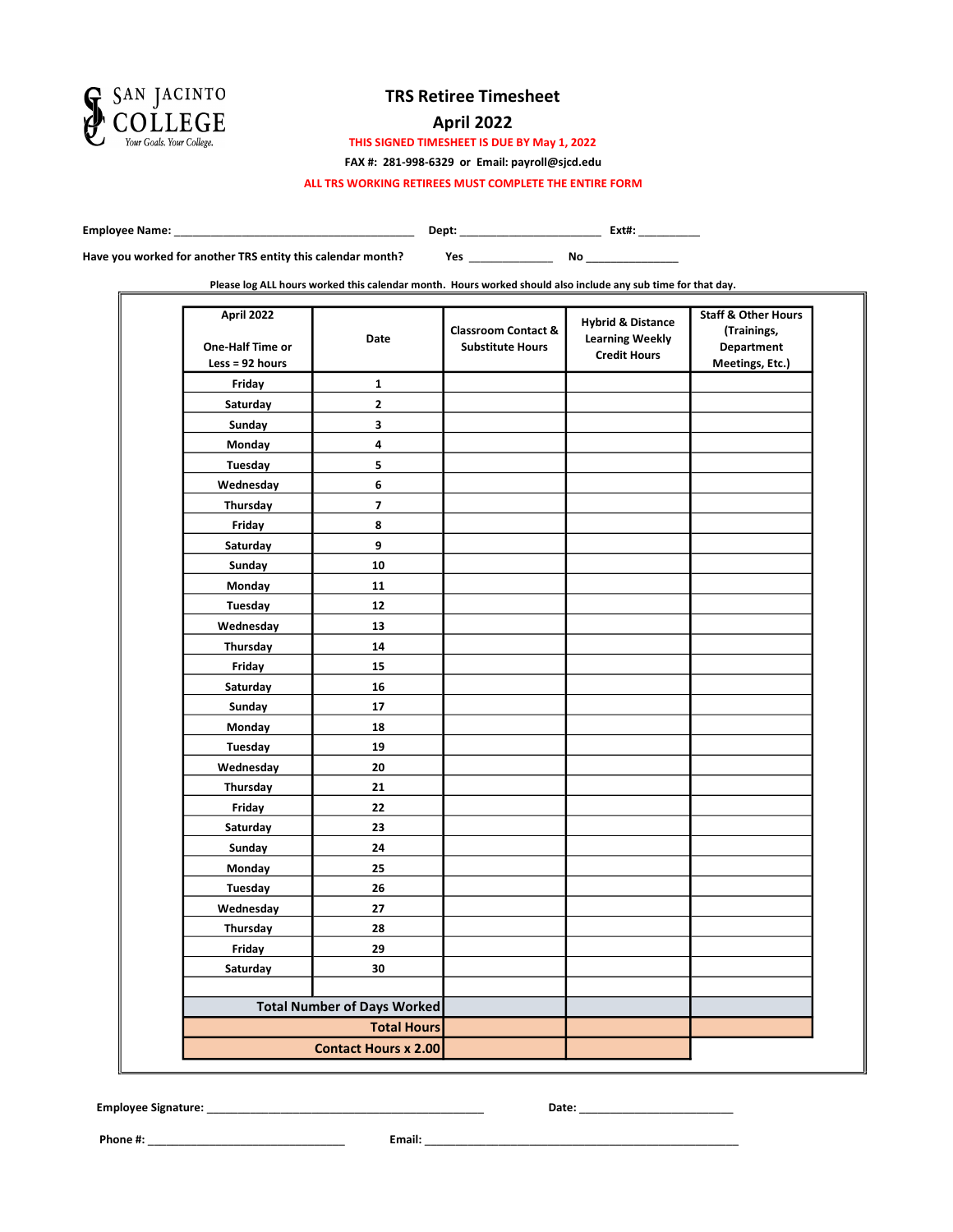San Jacinto College
Your Goals. Your College.

# TRS Retiree Timesheet

## April 2022

THIS SIGNED TIMESHEET IS DUE BY May 1, 2022

FAX #: 281-998-6329 or Email: payroll@sjcd.edu

ALL TRS WORKING RETIREES MUST COMPLETE THE ENTIRE FORM

**Employee Name:** ______________________________________ **Dept:** ______________________ **Ext#:** __________

**Have you worked for another TRS entity this calendar month?** **Yes** ______________ **No** _______________

**Please log ALL hours worked this calendar month. Hours worked should also include any sub time for that day.**

| April 2022<br><br>One-Half Time or Less = 92 hours | Date | Classroom Contact & Substitute Hours | Hybrid & Distance Learning Weekly Credit Hours | Staff & Other Hours (Trainings, Department Meetings, Etc.) |
|---|---|---|---|---|
| Friday | 1 | | | |
| Saturday | 2 | | | |
| Sunday | 3 | | | |
| Monday | 4 | | | |
| Tuesday | 5 | | | |
| Wednesday | 6 | | | |
| Thursday | 7 | | | |
| Friday | 8 | | | |
| Saturday | 9 | | | |
| Sunday | 10 | | | |
| Monday | 11 | | | |
| Tuesday | 12 | | | |
| Wednesday | 13 | | | |
| Thursday | 14 | | | |
| Friday | 15 | | | |
| Saturday | 16 | | | |
| Sunday | 17 | | | |
| Monday | 18 | | | |
| Tuesday | 19 | | | |
| Wednesday | 20 | | | |
| Thursday | 21 | | | |
| Friday | 22 | | | |
| Saturday | 23 | | | |
| Sunday | 24 | | | |
| Monday | 25 | | | |
| Tuesday | 26 | | | |
| Wednesday | 27 | | | |
| Thursday | 28 | | | |
| Friday | 29 | | | |
| Saturday | 30 | | | |
| | | | | |
| **Total Number of Days Worked** | | | | |
| **Total Hours** | | | | |
| **Contact Hours x 2.00** | | | | |

**Employee Signature:** ____________________________________________ **Date:** ________________________

**Phone #:** ________________________________ **Email:** ___________________________________________________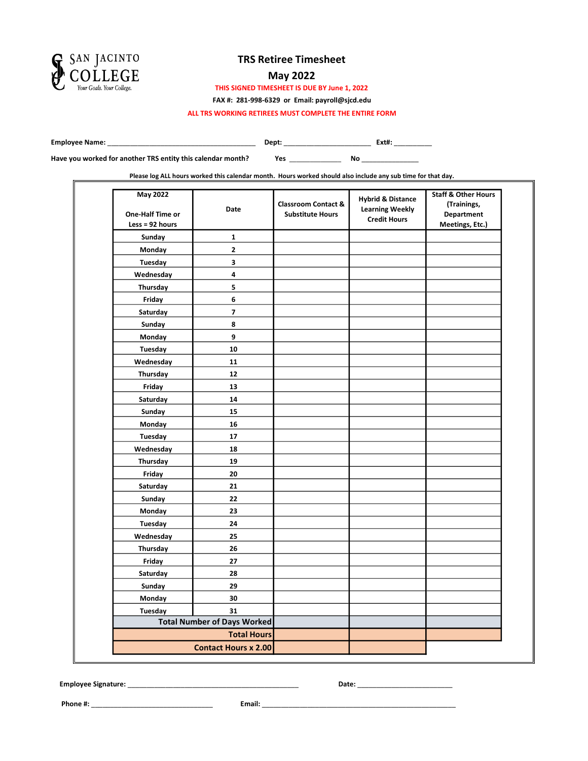SAN JACINTO COLLEGE
*Your Goals. Your College.*

# TRS Retiree Timesheet

## May 2022

**THIS SIGNED TIMESHEET IS DUE BY June 1, 2022**

**FAX #: 281-998-6329 or Email: payroll@sjcd.edu**

**ALL TRS WORKING RETIREES MUST COMPLETE THE ENTIRE FORM**

**Employee Name:** ______________________________________ **Dept:** ______________________ **Ext#:** __________

**Have you worked for another TRS entity this calendar month?** **Yes** _____________ **No** ______________

**Please log ALL hours worked this calendar month. Hours worked should also include any sub time for that day.**

| May 2022<br><br>One-Half Time or Less = 92 hours | Date | Classroom Contact & Substitute Hours | Hybrid & Distance Learning Weekly Credit Hours | Staff & Other Hours (Trainings, Department Meetings, Etc.) |
|---|---|---|---|---|
| Sunday | 1 | | | |
| Monday | 2 | | | |
| Tuesday | 3 | | | |
| Wednesday | 4 | | | |
| Thursday | 5 | | | |
| Friday | 6 | | | |
| Saturday | 7 | | | |
| Sunday | 8 | | | |
| Monday | 9 | | | |
| Tuesday | 10 | | | |
| Wednesday | 11 | | | |
| Thursday | 12 | | | |
| Friday | 13 | | | |
| Saturday | 14 | | | |
| Sunday | 15 | | | |
| Monday | 16 | | | |
| Tuesday | 17 | | | |
| Wednesday | 18 | | | |
| Thursday | 19 | | | |
| Friday | 20 | | | |
| Saturday | 21 | | | |
| Sunday | 22 | | | |
| Monday | 23 | | | |
| Tuesday | 24 | | | |
| Wednesday | 25 | | | |
| Thursday | 26 | | | |
| Friday | 27 | | | |
| Saturday | 28 | | | |
| Sunday | 29 | | | |
| Monday | 30 | | | |
| Tuesday | 31 | | | |
| | Total Number of Days Worked | | | |
| | Total Hours | | | |
| | Contact Hours x 2.00 | | | |

**Employee Signature:** _____________________________________________ **Date:** ________________________

**Phone #:** _________________________________ **Email:** ____________________________________________________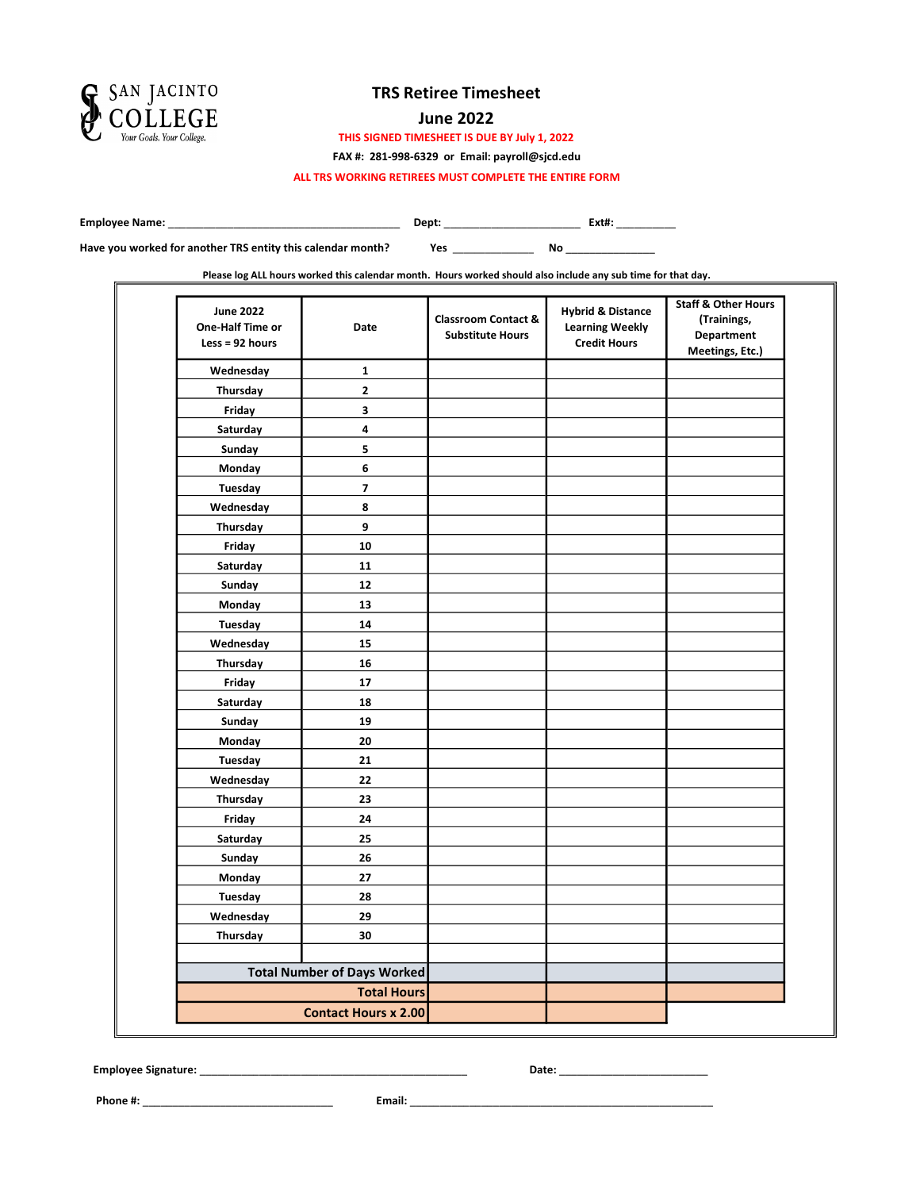SAN JACINTO COLLEGE
*Your Goals. Your College.*

# TRS Retiree Timesheet

## June 2022

**THIS SIGNED TIMESHEET IS DUE BY July 1, 2022**

**FAX #: 281-998-6329 or Email: payroll@sjcd.edu**

**ALL TRS WORKING RETIREES MUST COMPLETE THE ENTIRE FORM**

**Employee Name:** ______________________________________ **Dept:** ______________________ **Ext#:** __________

**Have you worked for another TRS entity this calendar month?** **Yes** _____________ **No** ______________

**Please log ALL hours worked this calendar month. Hours worked should also include any sub time for that day.**

| June 2022 One-Half Time or Less = 92 hours | Date | Classroom Contact & Substitute Hours | Hybrid & Distance Learning Weekly Credit Hours | Staff & Other Hours (Trainings, Department Meetings, Etc.) |
|---|---|---|---|---|
| Wednesday | 1 | | | |
| Thursday | 2 | | | |
| Friday | 3 | | | |
| Saturday | 4 | | | |
| Sunday | 5 | | | |
| Monday | 6 | | | |
| Tuesday | 7 | | | |
| Wednesday | 8 | | | |
| Thursday | 9 | | | |
| Friday | 10 | | | |
| Saturday | 11 | | | |
| Sunday | 12 | | | |
| Monday | 13 | | | |
| Tuesday | 14 | | | |
| Wednesday | 15 | | | |
| Thursday | 16 | | | |
| Friday | 17 | | | |
| Saturday | 18 | | | |
| Sunday | 19 | | | |
| Monday | 20 | | | |
| Tuesday | 21 | | | |
| Wednesday | 22 | | | |
| Thursday | 23 | | | |
| Friday | 24 | | | |
| Saturday | 25 | | | |
| Sunday | 26 | | | |
| Monday | 27 | | | |
| Tuesday | 28 | | | |
| Wednesday | 29 | | | |
| Thursday | 30 | | | |
| | | | | |
| **Total Number of Days Worked** | | | | |
| **Total Hours** | | | | |
| **Contact Hours x 2.00** | | | | |

**Employee Signature:** ____________________________________________ **Date:** ________________________

**Phone #:** _______________________________ **Email:** __________________________________________________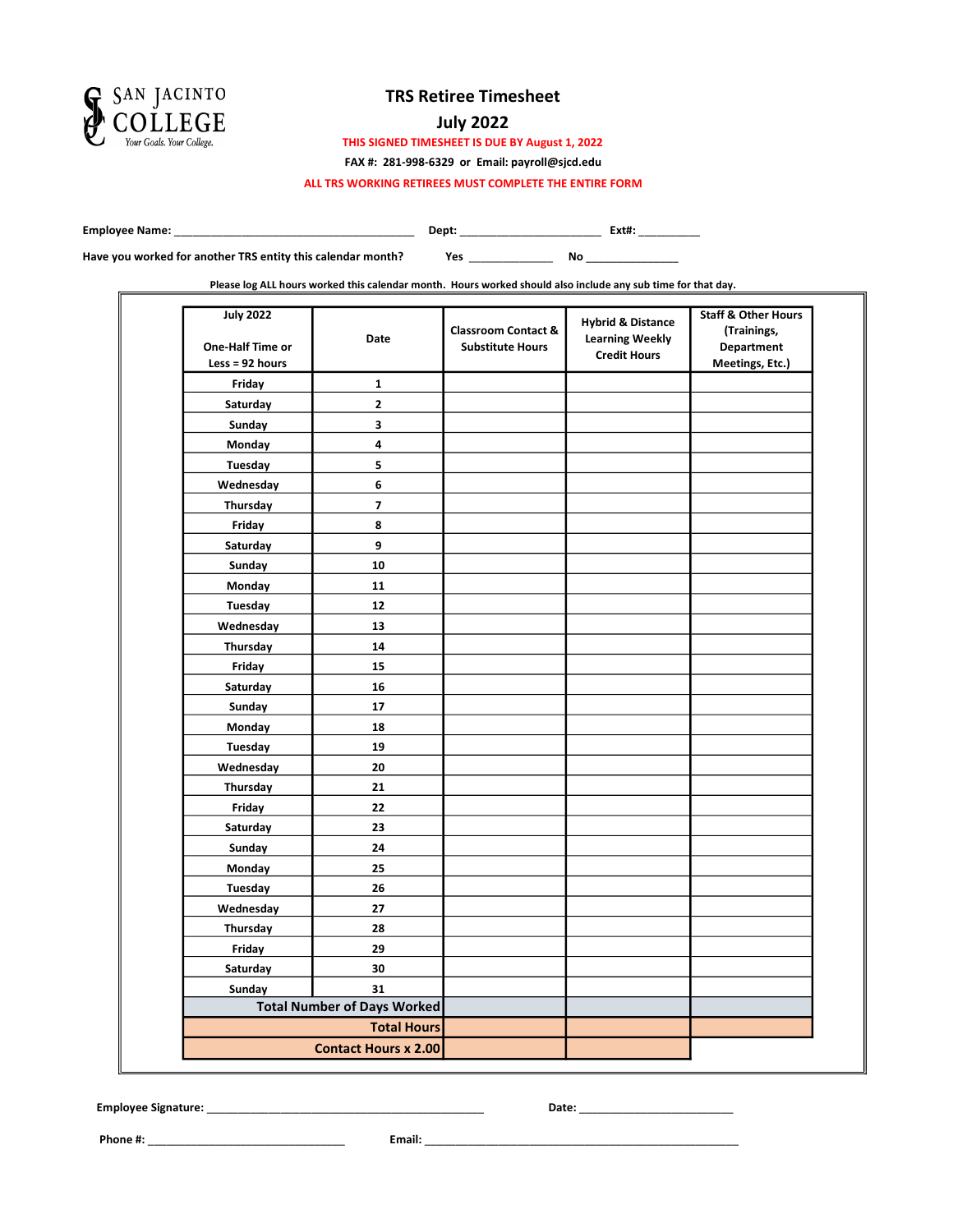SAN JACINTO COLLEGE
Your Goals. Your College.

# TRS Retiree Timesheet

## July 2022

**THIS SIGNED TIMESHEET IS DUE BY August 1, 2022**

**FAX #: 281-998-6329 or Email: payroll@sjcd.edu**

**ALL TRS WORKING RETIREES MUST COMPLETE THE ENTIRE FORM**

**Employee Name:** ______________________________________ **Dept:** ______________________ **Ext#:** __________

**Have you worked for another TRS entity this calendar month?** **Yes** _____________ **No** _______________

**Please log ALL hours worked this calendar month. Hours worked should also include any sub time for that day.**

| July 2022 One-Half Time or Less = 92 hours | Date | Classroom Contact & Substitute Hours | Hybrid & Distance Learning Weekly Credit Hours | Staff & Other Hours (Trainings, Department Meetings, Etc.) |
|---|---|---|---|---|
| Friday | 1 | | | |
| Saturday | 2 | | | |
| Sunday | 3 | | | |
| Monday | 4 | | | |
| Tuesday | 5 | | | |
| Wednesday | 6 | | | |
| Thursday | 7 | | | |
| Friday | 8 | | | |
| Saturday | 9 | | | |
| Sunday | 10 | | | |
| Monday | 11 | | | |
| Tuesday | 12 | | | |
| Wednesday | 13 | | | |
| Thursday | 14 | | | |
| Friday | 15 | | | |
| Saturday | 16 | | | |
| Sunday | 17 | | | |
| Monday | 18 | | | |
| Tuesday | 19 | | | |
| Wednesday | 20 | | | |
| Thursday | 21 | | | |
| Friday | 22 | | | |
| Saturday | 23 | | | |
| Sunday | 24 | | | |
| Monday | 25 | | | |
| Tuesday | 26 | | | |
| Wednesday | 27 | | | |
| Thursday | 28 | | | |
| Friday | 29 | | | |
| Saturday | 30 | | | |
| Sunday | 31 | | | |
| **Total Number of Days Worked** | | | | |
| **Total Hours** | | | | |
| **Contact Hours x 2.00** | | | | |

**Employee Signature:** ____________________________________________ **Date:** ________________________

**Phone #:** ________________________________ **Email:** ____________________________________________________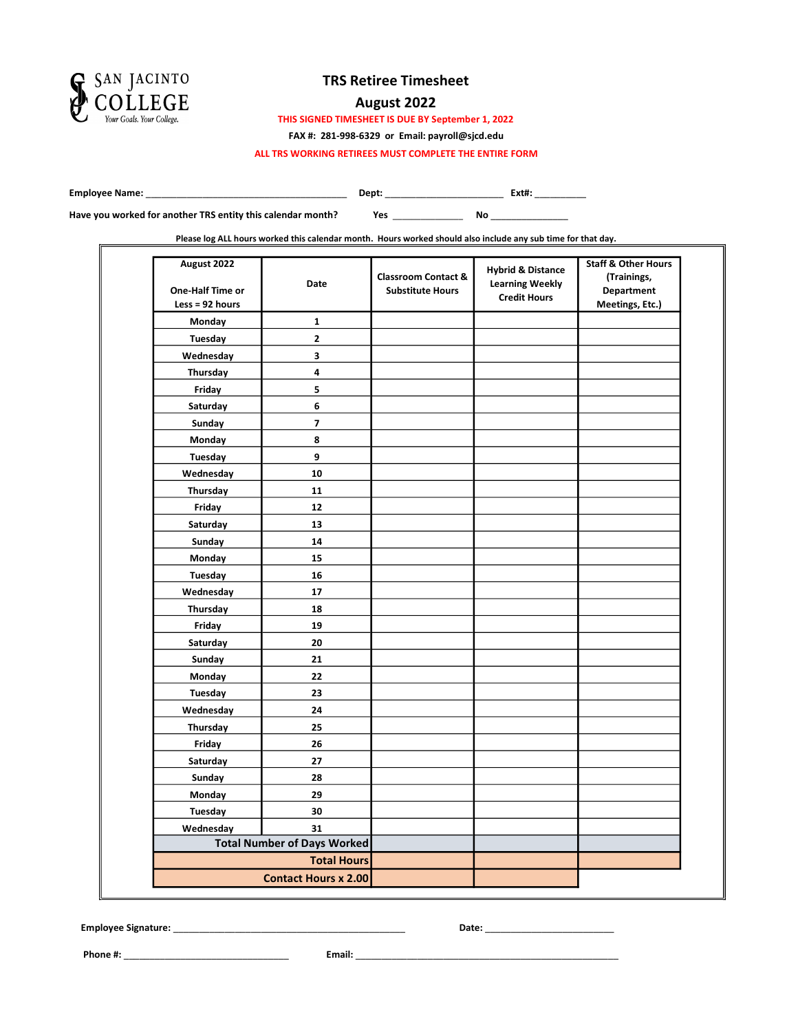SAN JACINTO COLLEGE
Your Goals. Your College.

# TRS Retiree Timesheet

## August 2022

**THIS SIGNED TIMESHEET IS DUE BY September 1, 2022**

**FAX #: 281-998-6329 or Email: payroll@sjcd.edu**

**ALL TRS WORKING RETIREES MUST COMPLETE THE ENTIRE FORM**

**Employee Name:** ______________________________________ **Dept:** ______________________ **Ext#:** __________

**Have you worked for another TRS entity this calendar month?** **Yes** _____________ **No** ______________

**Please log ALL hours worked this calendar month. Hours worked should also include any sub time for that day.**

| August 2022<br><br>One-Half Time or Less = 92 hours | Date | Classroom Contact & Substitute Hours | Hybrid & Distance Learning Weekly Credit Hours | Staff & Other Hours (Trainings, Department Meetings, Etc.) |
|---|---|---|---|---|
| Monday | 1 | | | |
| Tuesday | 2 | | | |
| Wednesday | 3 | | | |
| Thursday | 4 | | | |
| Friday | 5 | | | |
| Saturday | 6 | | | |
| Sunday | 7 | | | |
| Monday | 8 | | | |
| Tuesday | 9 | | | |
| Wednesday | 10 | | | |
| Thursday | 11 | | | |
| Friday | 12 | | | |
| Saturday | 13 | | | |
| Sunday | 14 | | | |
| Monday | 15 | | | |
| Tuesday | 16 | | | |
| Wednesday | 17 | | | |
| Thursday | 18 | | | |
| Friday | 19 | | | |
| Saturday | 20 | | | |
| Sunday | 21 | | | |
| Monday | 22 | | | |
| Tuesday | 23 | | | |
| Wednesday | 24 | | | |
| Thursday | 25 | | | |
| Friday | 26 | | | |
| Saturday | 27 | | | |
| Sunday | 28 | | | |
| Monday | 29 | | | |
| Tuesday | 30 | | | |
| Wednesday | 31 | | | |
| | **Total Number of Days Worked** | | | |
| | **Total Hours** | | | |
| | **Contact Hours x 2.00** | | | |

**Employee Signature:** ____________________________________________ **Date:** ________________________

**Phone #:** ________________________________ **Email:** ___________________________________________________